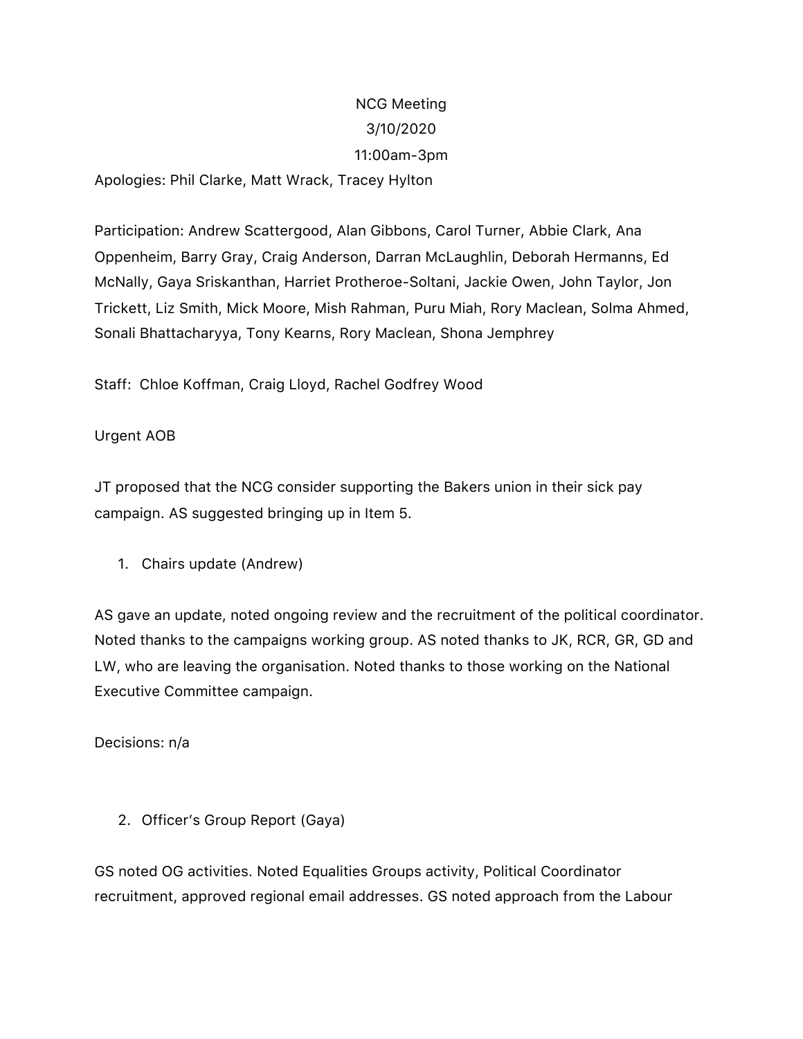NCG Meeting

3/10/2020

11:00am-3pm

Apologies: Phil Clarke, Matt Wrack, Tracey Hylton

Participation: Andrew Scattergood, Alan Gibbons, Carol Turner, Abbie Clark, Ana Oppenheim, Barry Gray, Craig Anderson, Darran McLaughlin, Deborah Hermanns, Ed McNally, Gaya Sriskanthan, Harriet Protheroe-Soltani, Jackie Owen, John Taylor, Jon Trickett, Liz Smith, Mick Moore, Mish Rahman, Puru Miah, Rory Maclean, Solma Ahmed, Sonali Bhattacharyya, Tony Kearns, Rory Maclean, Shona Jemphrey

Staff: Chloe Koffman, Craig Lloyd, Rachel Godfrey Wood

Urgent AOB

JT proposed that the NCG consider supporting the Bakers union in their sick pay campaign. AS suggested bringing up in Item 5.

1. Chairs update (Andrew)

AS gave an update, noted ongoing review and the recruitment of the political coordinator. Noted thanks to the campaigns working group. AS noted thanks to JK, RCR, GR, GD and LW, who are leaving the organisation. Noted thanks to those working on the National Executive Committee campaign.

Decisions: n/a

2. Officer's Group Report (Gaya)

GS noted OG activities. Noted Equalities Groups activity, Political Coordinator recruitment, approved regional email addresses. GS noted approach from the Labour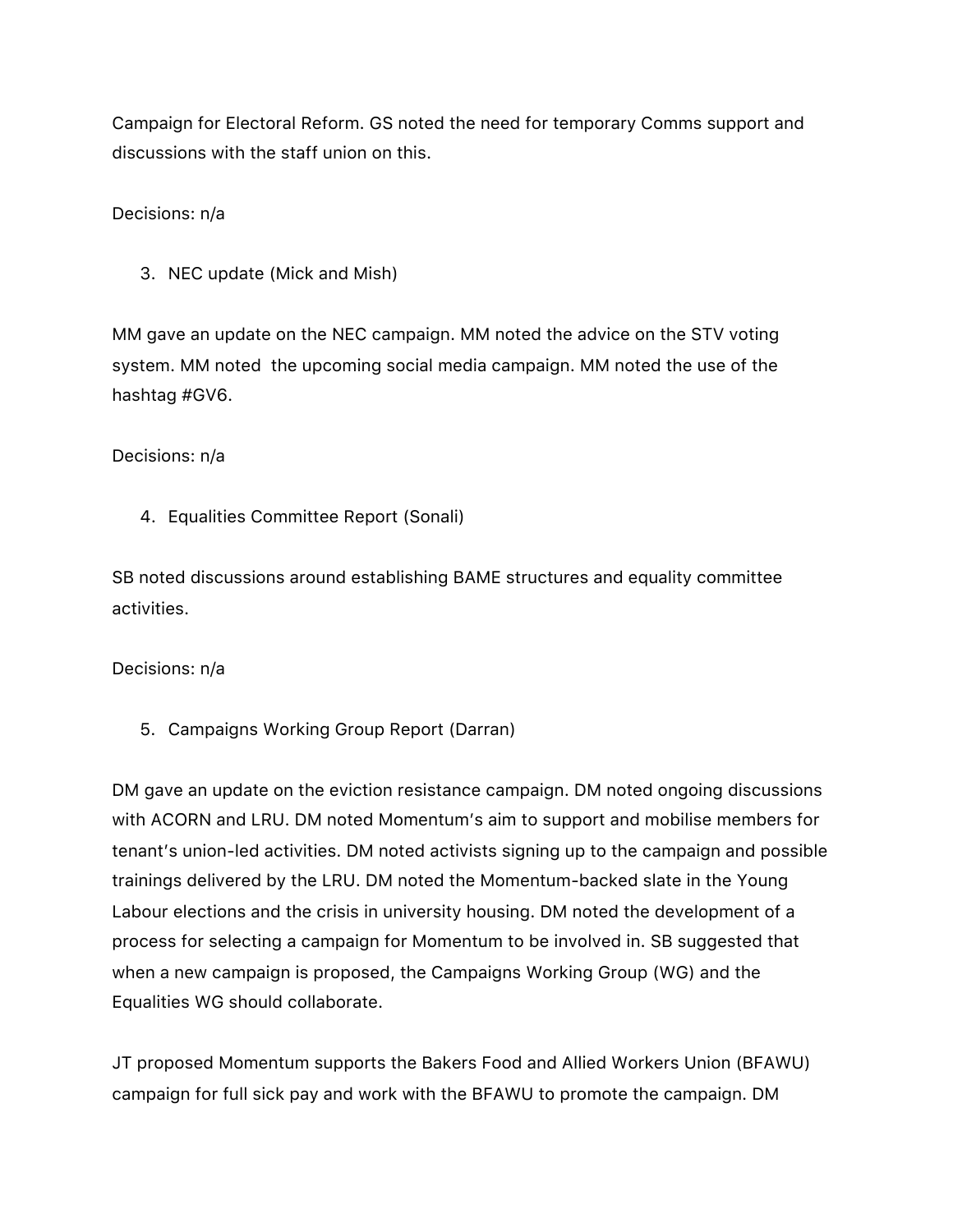Campaign for Electoral Reform. GS noted the need for temporary Comms support and discussions with the staff union on this.

Decisions: n/a

3. NEC update (Mick and Mish)

MM gave an update on the NEC campaign. MM noted the advice on the STV voting system. MM noted  the upcoming social media campaign. MM noted the use of the hashtag #GV6.

Decisions: n/a

4. Equalities Committee Report (Sonali)

SB noted discussions around establishing BAME structures and equality committee activities.

Decisions: n/a

5. Campaigns Working Group Report (Darran)

DM gave an update on the eviction resistance campaign. DM noted ongoing discussions with ACORN and LRU. DM noted Momentum's aim to support and mobilise members for tenant's union-led activities. DM noted activists signing up to the campaign and possible trainings delivered by the LRU. DM noted the Momentum-backed slate in the Young Labour elections and the crisis in university housing. DM noted the development of a process for selecting a campaign for Momentum to be involved in. SB suggested that when a new campaign is proposed, the Campaigns Working Group (WG) and the Equalities WG should collaborate.

JT proposed Momentum supports the Bakers Food and Allied Workers Union (BFAWU) campaign for full sick pay and work with the BFAWU to promote the campaign. DM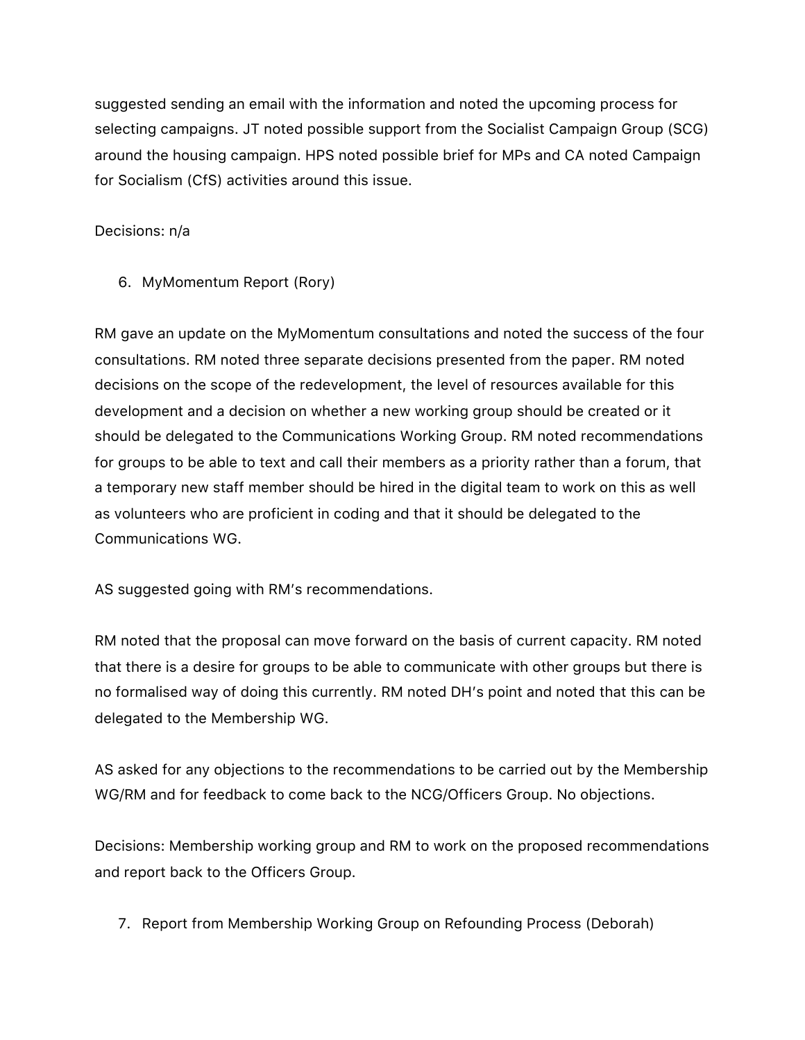suggested sending an email with the information and noted the upcoming process for selecting campaigns. JT noted possible support from the Socialist Campaign Group (SCG) around the housing campaign. HPS noted possible brief for MPs and CA noted Campaign for Socialism (CfS) activities around this issue.

Decisions: n/a

6. MyMomentum Report (Rory)

RM gave an update on the MyMomentum consultations and noted the success of the four consultations. RM noted three separate decisions presented from the paper. RM noted decisions on the scope of the redevelopment, the level of resources available for this development and a decision on whether a new working group should be created or it should be delegated to the Communications Working Group. RM noted recommendations for groups to be able to text and call their members as a priority rather than a forum, that a temporary new staff member should be hired in the digital team to work on this as well as volunteers who are proficient in coding and that it should be delegated to the Communications WG.

AS suggested going with RM's recommendations.

RM noted that the proposal can move forward on the basis of current capacity. RM noted that there is a desire for groups to be able to communicate with other groups but there is no formalised way of doing this currently. RM noted DH's point and noted that this can be delegated to the Membership WG.

AS asked for any objections to the recommendations to be carried out by the Membership WG/RM and for feedback to come back to the NCG/Officers Group. No objections.

Decisions: Membership working group and RM to work on the proposed recommendations and report back to the Officers Group.

7. Report from Membership Working Group on Refounding Process (Deborah)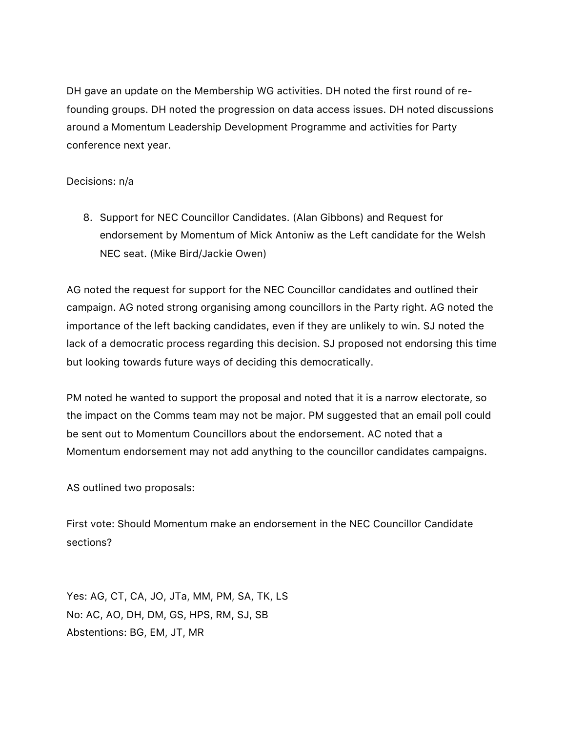DH gave an update on the Membership WG activities. DH noted the first round of re-founding groups. DH noted the progression on data access issues. DH noted discussions around a Momentum Leadership Development Programme and activities for Party conference next year.

Decisions: n/a

8. Support for NEC Councillor Candidates. (Alan Gibbons) and Request for endorsement by Momentum of Mick Antoniw as the Left candidate for the Welsh NEC seat. (Mike Bird/Jackie Owen)

AG noted the request for support for the NEC Councillor candidates and outlined their campaign. AG noted strong organising among councillors in the Party right. AG noted the importance of the left backing candidates, even if they are unlikely to win. SJ noted the lack of a democratic process regarding this decision. SJ proposed not endorsing this time but looking towards future ways of deciding this democratically.

PM noted he wanted to support the proposal and noted that it is a narrow electorate, so the impact on the Comms team may not be major. PM suggested that an email poll could be sent out to Momentum Councillors about the endorsement. AC noted that a Momentum endorsement may not add anything to the councillor candidates campaigns.

AS outlined two proposals:

First vote: Should Momentum make an endorsement in the NEC Councillor Candidate sections?

Yes: AG, CT, CA, JO, JTa, MM, PM, SA, TK, LS
No: AC, AO, DH, DM, GS, HPS, RM, SJ, SB
Abstentions: BG, EM, JT, MR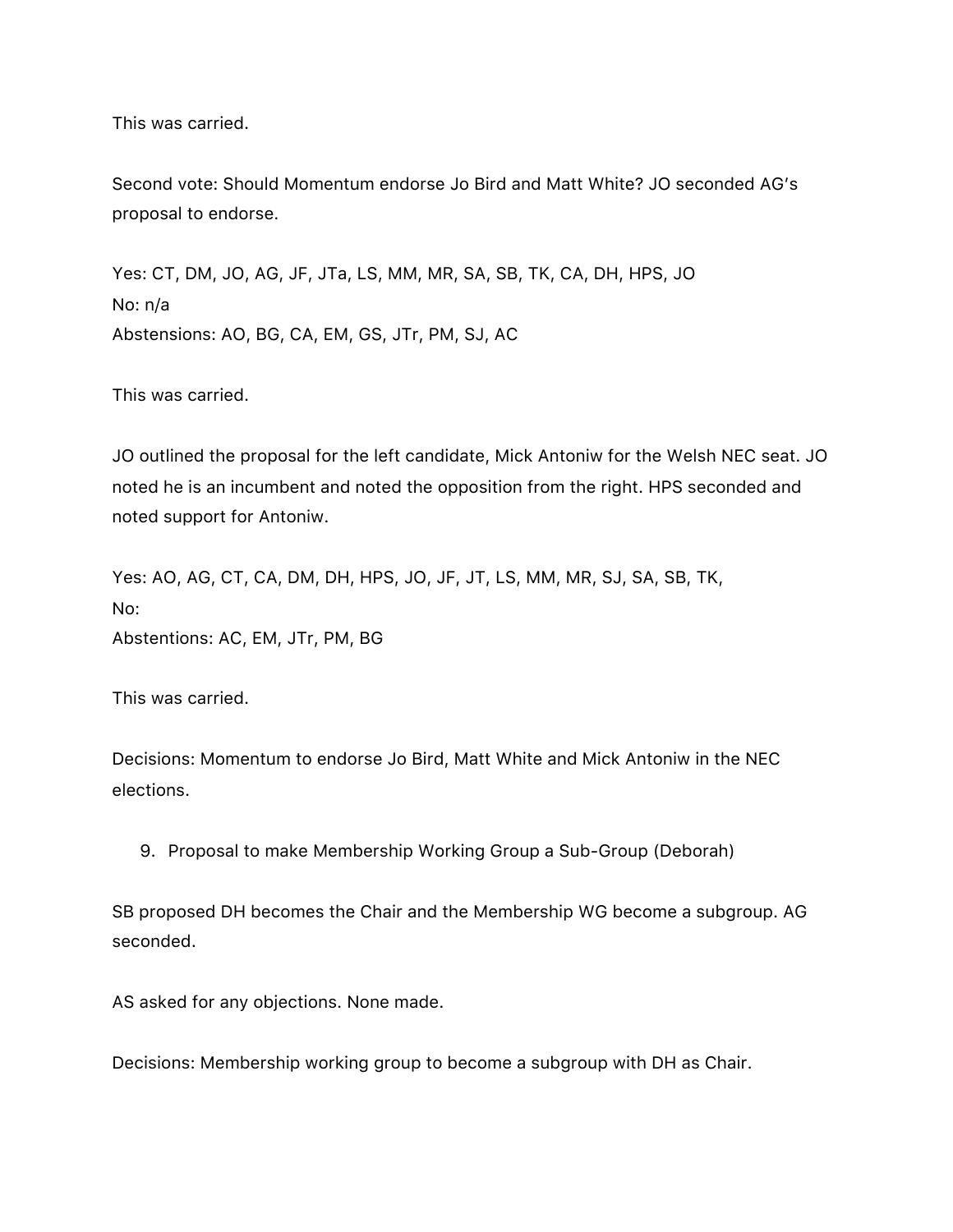This was carried.

Second vote: Should Momentum endorse Jo Bird and Matt White? JO seconded AG's proposal to endorse.

Yes: CT, DM, JO, AG, JF, JTa, LS, MM, MR, SA, SB, TK, CA, DH, HPS, JO  
No: n/a  
Abstensions: AO, BG, CA, EM, GS, JTr, PM, SJ, AC

This was carried.

JO outlined the proposal for the left candidate, Mick Antoniw for the Welsh NEC seat. JO noted he is an incumbent and noted the opposition from the right. HPS seconded and noted support for Antoniw.

Yes: AO, AG, CT, CA, DM, DH, HPS, JO, JF, JT, LS, MM, MR, SJ, SA, SB, TK,  
No:  
Abstentions: AC, EM, JTr, PM, BG

This was carried.

Decisions: Momentum to endorse Jo Bird, Matt White and Mick Antoniw in the NEC elections.

9. Proposal to make Membership Working Group a Sub-Group (Deborah)

SB proposed DH becomes the Chair and the Membership WG become a subgroup. AG seconded.

AS asked for any objections. None made.

Decisions: Membership working group to become a subgroup with DH as Chair.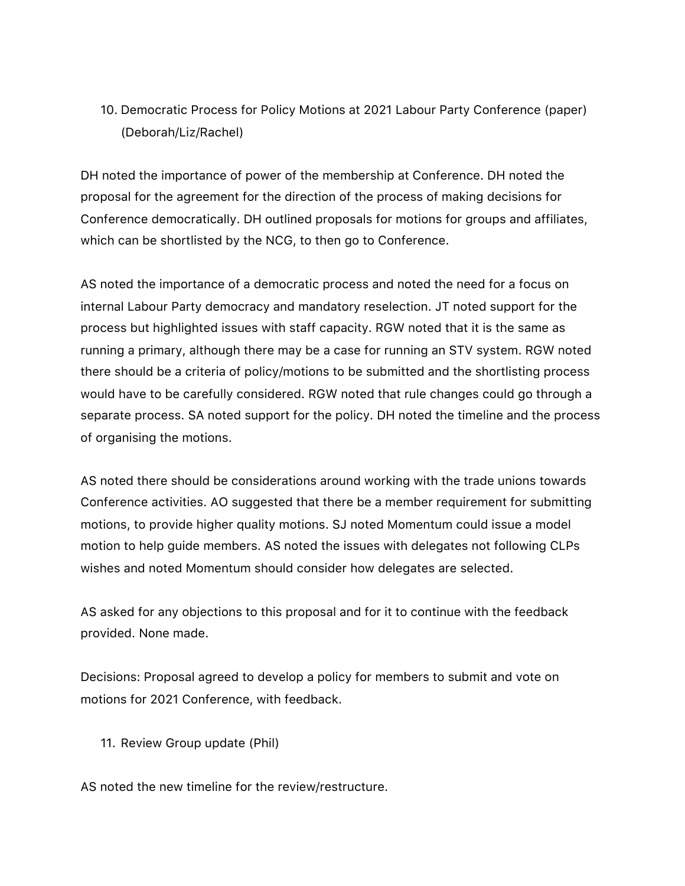10. Democratic Process for Policy Motions at 2021 Labour Party Conference (paper) (Deborah/Liz/Rachel)

DH noted the importance of power of the membership at Conference. DH noted the proposal for the agreement for the direction of the process of making decisions for Conference democratically. DH outlined proposals for motions for groups and affiliates, which can be shortlisted by the NCG, to then go to Conference.

AS noted the importance of a democratic process and noted the need for a focus on internal Labour Party democracy and mandatory reselection. JT noted support for the process but highlighted issues with staff capacity. RGW noted that it is the same as running a primary, although there may be a case for running an STV system. RGW noted there should be a criteria of policy/motions to be submitted and the shortlisting process would have to be carefully considered. RGW noted that rule changes could go through a separate process. SA noted support for the policy. DH noted the timeline and the process of organising the motions.

AS noted there should be considerations around working with the trade unions towards Conference activities. AO suggested that there be a member requirement for submitting motions, to provide higher quality motions. SJ noted Momentum could issue a model motion to help guide members. AS noted the issues with delegates not following CLPs wishes and noted Momentum should consider how delegates are selected.

AS asked for any objections to this proposal and for it to continue with the feedback provided. None made.

Decisions: Proposal agreed to develop a policy for members to submit and vote on motions for 2021 Conference, with feedback.

11. Review Group update (Phil)

AS noted the new timeline for the review/restructure.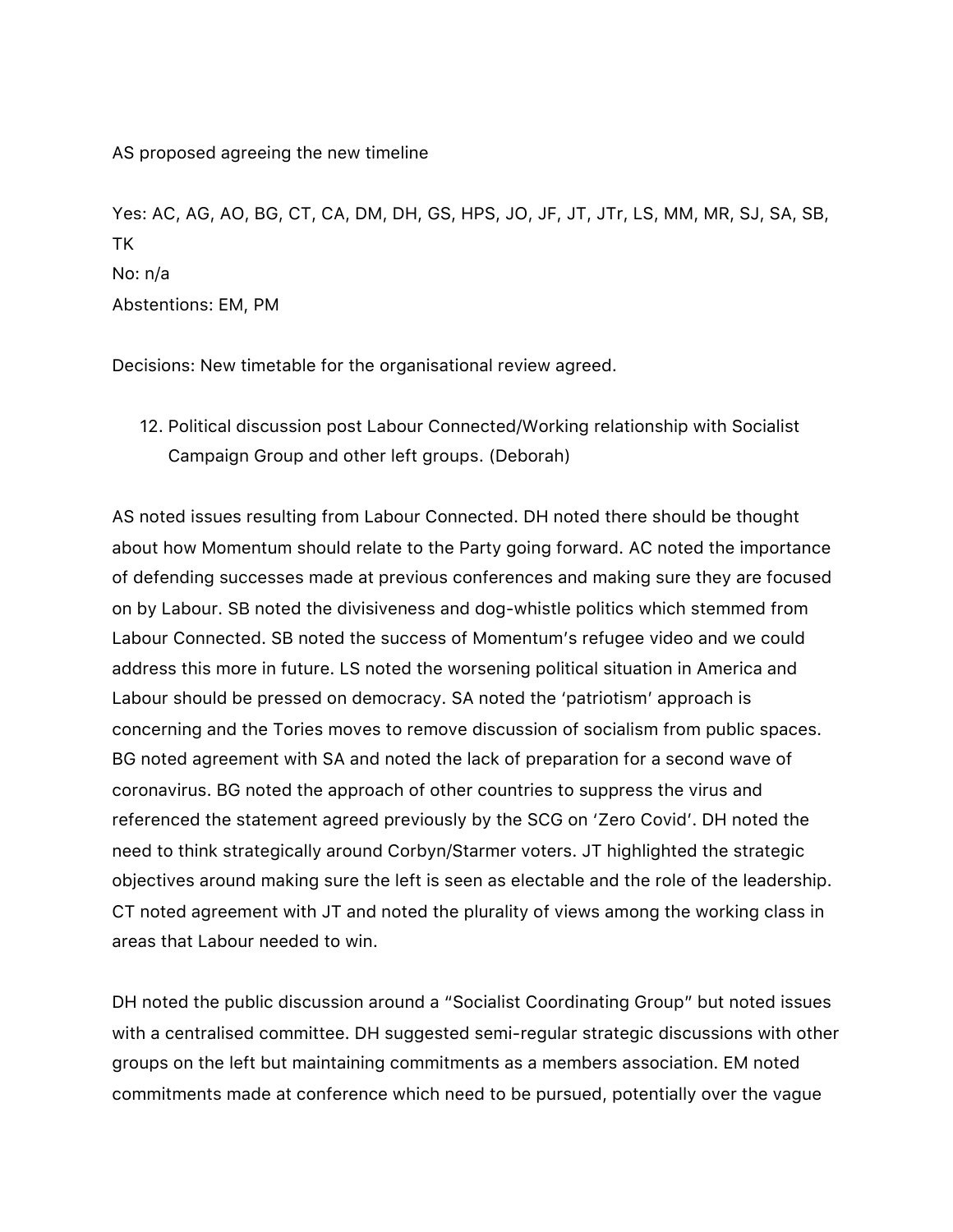AS proposed agreeing the new timeline

Yes: AC, AG, AO, BG, CT, CA, DM, DH, GS, HPS, JO, JF, JT, JTr, LS, MM, MR, SJ, SA, SB, TK  
No: n/a  
Abstentions: EM, PM

Decisions: New timetable for the organisational review agreed.

12. Political discussion post Labour Connected/Working relationship with Socialist Campaign Group and other left groups. (Deborah)

AS noted issues resulting from Labour Connected. DH noted there should be thought about how Momentum should relate to the Party going forward. AC noted the importance of defending successes made at previous conferences and making sure they are focused on by Labour. SB noted the divisiveness and dog-whistle politics which stemmed from Labour Connected. SB noted the success of Momentum's refugee video and we could address this more in future. LS noted the worsening political situation in America and Labour should be pressed on democracy. SA noted the 'patriotism' approach is concerning and the Tories moves to remove discussion of socialism from public spaces. BG noted agreement with SA and noted the lack of preparation for a second wave of coronavirus. BG noted the approach of other countries to suppress the virus and referenced the statement agreed previously by the SCG on 'Zero Covid'. DH noted the need to think strategically around Corbyn/Starmer voters. JT highlighted the strategic objectives around making sure the left is seen as electable and the role of the leadership. CT noted agreement with JT and noted the plurality of views among the working class in areas that Labour needed to win.

DH noted the public discussion around a "Socialist Coordinating Group" but noted issues with a centralised committee. DH suggested semi-regular strategic discussions with other groups on the left but maintaining commitments as a members association. EM noted commitments made at conference which need to be pursued, potentially over the vague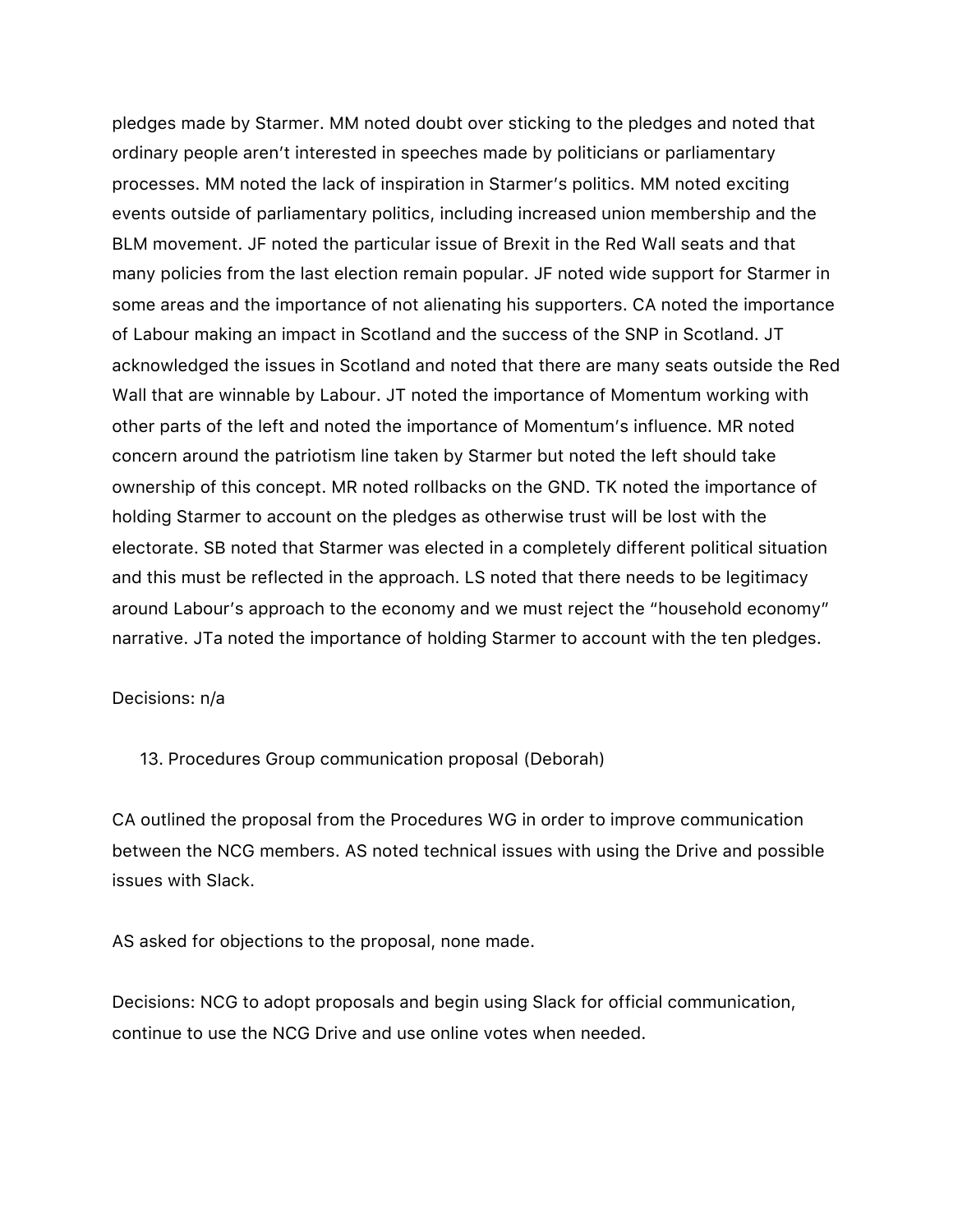pledges made by Starmer. MM noted doubt over sticking to the pledges and noted that ordinary people aren't interested in speeches made by politicians or parliamentary processes. MM noted the lack of inspiration in Starmer's politics. MM noted exciting events outside of parliamentary politics, including increased union membership and the BLM movement. JF noted the particular issue of Brexit in the Red Wall seats and that many policies from the last election remain popular. JF noted wide support for Starmer in some areas and the importance of not alienating his supporters. CA noted the importance of Labour making an impact in Scotland and the success of the SNP in Scotland. JT acknowledged the issues in Scotland and noted that there are many seats outside the Red Wall that are winnable by Labour. JT noted the importance of Momentum working with other parts of the left and noted the importance of Momentum's influence. MR noted concern around the patriotism line taken by Starmer but noted the left should take ownership of this concept. MR noted rollbacks on the GND. TK noted the importance of holding Starmer to account on the pledges as otherwise trust will be lost with the electorate. SB noted that Starmer was elected in a completely different political situation and this must be reflected in the approach. LS noted that there needs to be legitimacy around Labour's approach to the economy and we must reject the "household economy" narrative. JTa noted the importance of holding Starmer to account with the ten pledges.

Decisions: n/a

13. Procedures Group communication proposal (Deborah)

CA outlined the proposal from the Procedures WG in order to improve communication between the NCG members. AS noted technical issues with using the Drive and possible issues with Slack.

AS asked for objections to the proposal, none made.

Decisions: NCG to adopt proposals and begin using Slack for official communication, continue to use the NCG Drive and use online votes when needed.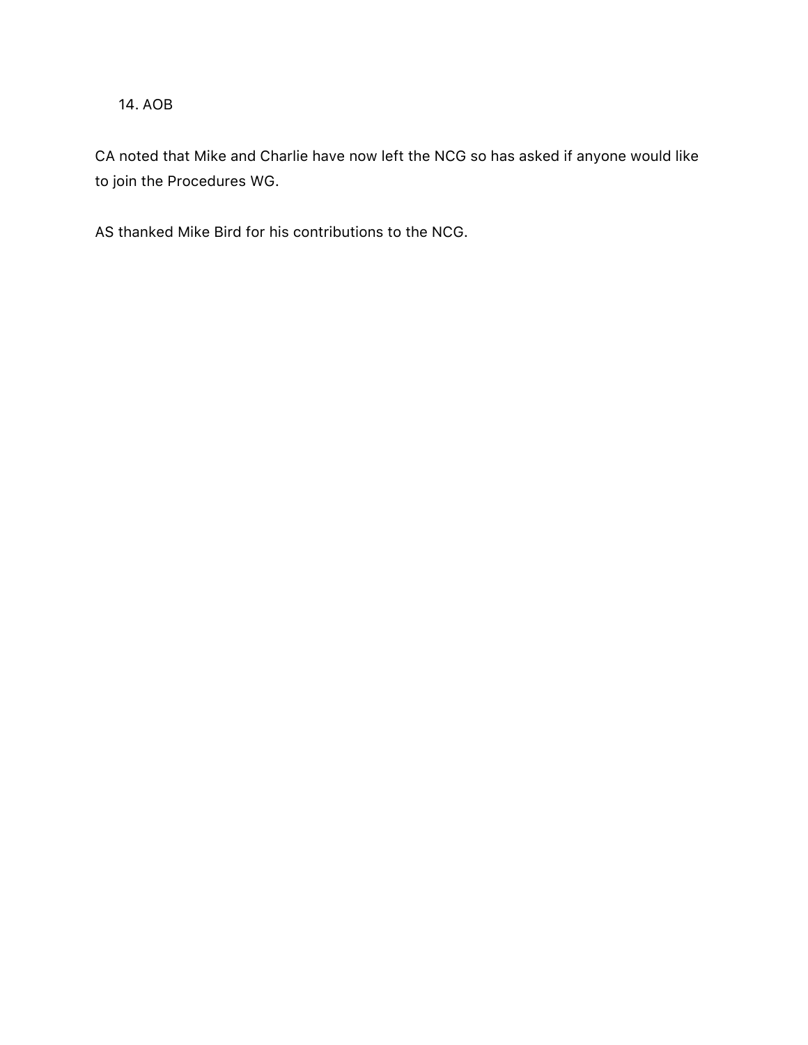14. AOB

CA noted that Mike and Charlie have now left the NCG so has asked if anyone would like to join the Procedures WG.

AS thanked Mike Bird for his contributions to the NCG.